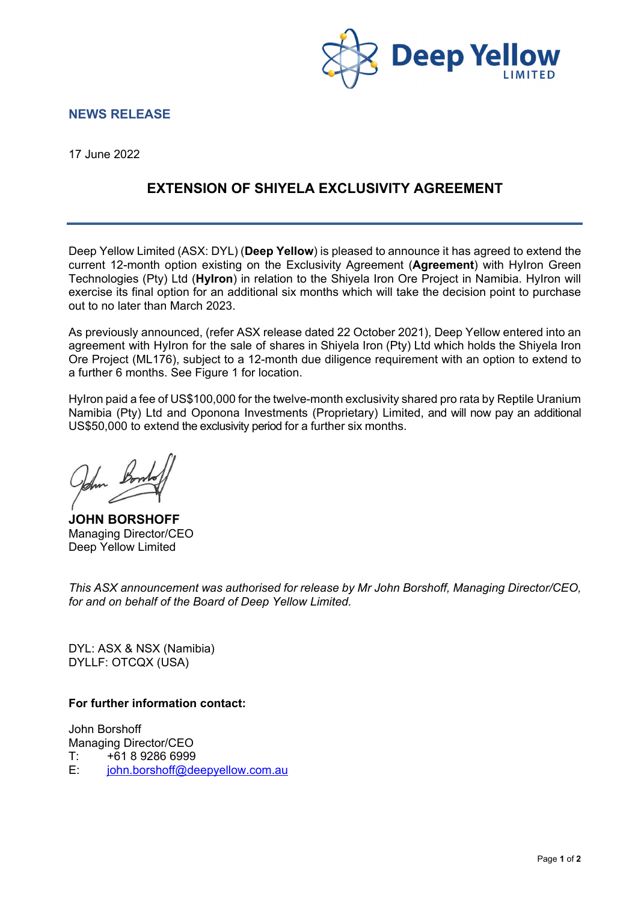**NEWS RELEASE**

17 June 2022

## EXTENSION OF SHIYELA EXCLUSIVITY AGREEMENT

Deep Yellow Limited (ASX: DYL) (**Deep Yellow**) is pleased to announce it has agreed to extend the current 12-month option existing on the Exclusivity Agreement (**Agreement**) with HyIron Green Technologies (Pty) Ltd (**HyIron**) in relation to the Shiyela Iron Ore Project in Namibia. HyIron will exercise its final option for an additional six months which will take the decision point to purchase out to no later than March 2023.

As previously announced, (refer ASX release dated 22 October 2021), Deep Yellow entered into an agreement with HyIron for the sale of shares in Shiyela Iron (Pty) Ltd which holds the Shiyela Iron Ore Project (ML176), subject to a 12-month due diligence requirement with an option to extend to a further 6 months. See Figure 1 for location.

HyIron paid a fee of US$100,000 for the twelve-month exclusivity shared pro rata by Reptile Uranium Namibia (Pty) Ltd and Oponona Investments (Proprietary) Limited, and will now pay an additional US$50,000 to extend the exclusivity period for a further six months.

**JOHN BORSHOFF**
Managing Director/CEO
Deep Yellow Limited

*This ASX announcement was authorised for release by Mr John Borshoff, Managing Director/CEO, for and on behalf of the Board of Deep Yellow Limited.*

DYL: ASX & NSX (Namibia)
DYLLF: OTCQX (USA)

**For further information contact:**

John Borshoff
Managing Director/CEO
T: +61 8 9286 6999
E: john.borshoff@deepyellow.com.au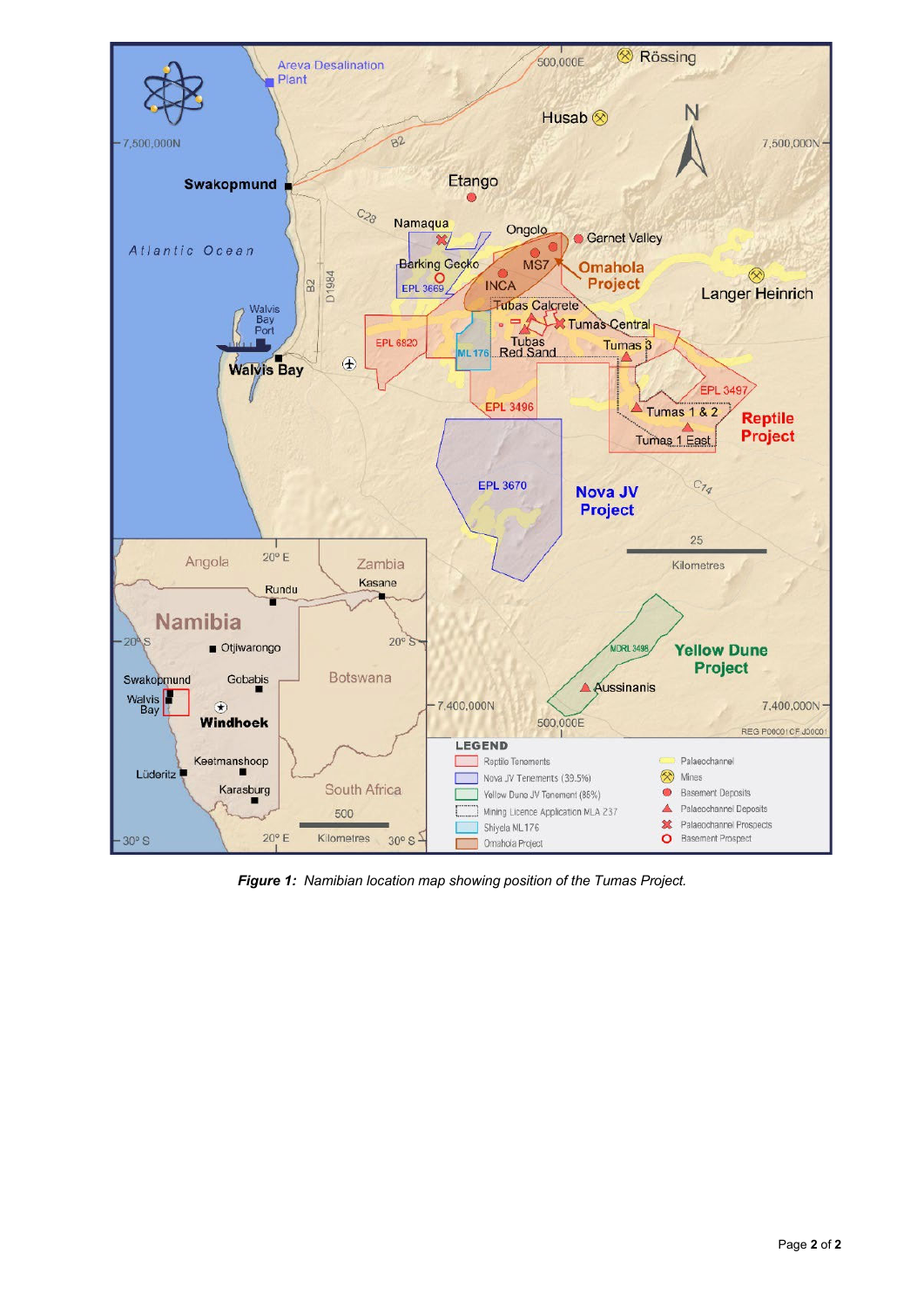Areva Desalination Plant

Rössing

500,000E

Husab

N

7,500,000N

7,500,000N

B2

Swakopmund

Etango

C28

Namaqua

Ongolo

Garnet Valley

Atlantic Ocean

Barking Gecko

MS7

Omahola Project

EPL 3669

INCA

Langer Heinrich

B2

D1984

Walvis Bay Port

Tubas Calcrete

Tumas Central

EPL 6820

Tubas Red Sand

Tumas 3

Walvis Bay

ML 176

EPL 3497

EPL 3496

Tumas 1 & 2

Reptile Project

Tumas 1 East

EPL 3670

Nova JV Project

C14

25

Kilometres

Angola

20° E

Zambia

Kasane

Rundu

Namibia

20° S

Otjiwarongo

20° S

Swakopmund

Gobabis

Botswana

Walvis Bay

Windhoek

MDRL 3498

Yellow Dune Project

Aussinanis

7,400,000N

7,400,000N

500,000E

REG P0001CF J0001

Keetmanshoop

Lüderitz

Karasburg

South Africa

500

30° S

20° E

Kilometres

30° S

LEGEND

Reptile Tenements

Nova JV Tenements (39.5%)

Yellow Dune JV Tenement (85%)

Mining Licence Application MLA 237

Shiyela ML176

Omahola Project

Palaeochannel

Mines

Basement Deposits

Palaeochannel Deposits

Palaeochannel Prospects

Basement Prospect

***Figure 1:** Namibian location map showing position of the Tumas Project.*